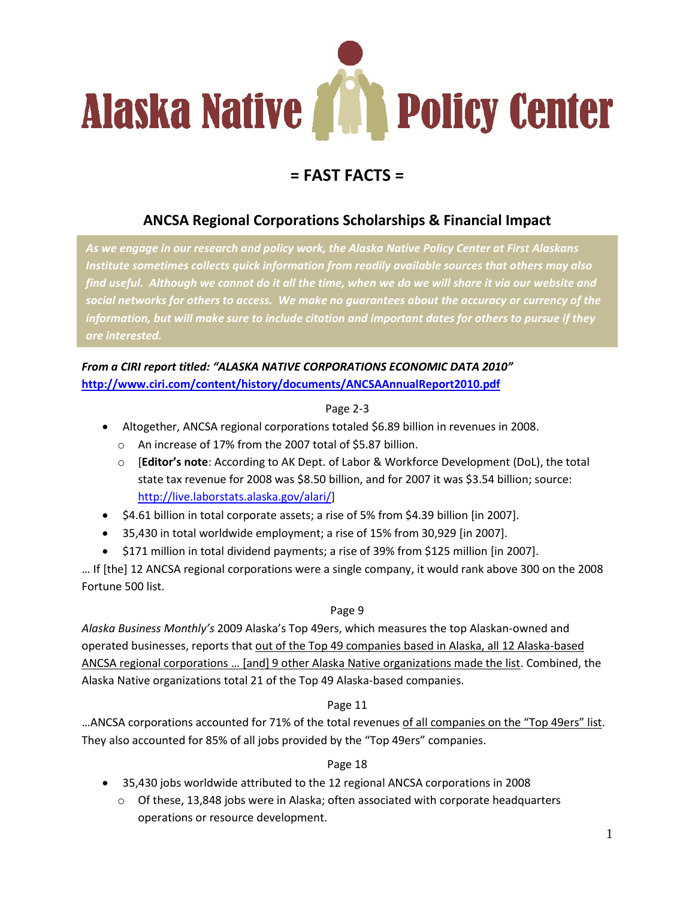# Alaska Native Policy Center

## = FAST FACTS =

### ANCSA Regional Corporations Scholarships & Financial Impact

*As we engage in our research and policy work, the Alaska Native Policy Center at First Alaskans Institute sometimes collects quick information from readily available sources that others may also find useful. Although we cannot do it all the time, when we do we will share it via our website and social networks for others to access. We make no guarantees about the accuracy or currency of the information, but will make sure to include citation and important dates for others to pursue if they are interested.*

***From a CIRI report titled: "ALASKA NATIVE CORPORATIONS ECONOMIC DATA 2010"***
**http://www.ciri.com/content/history/documents/ANCSAAnnualReport2010.pdf**

Page 2-3

- Altogether, ANCSA regional corporations totaled $6.89 billion in revenues in 2008.
  - An increase of 17% from the 2007 total of $5.87 billion.
  - [**Editor's note**: According to AK Dept. of Labor & Workforce Development (DoL), the total state tax revenue for 2008 was $8.50 billion, and for 2007 it was $3.54 billion; source: http://live.laborstats.alaska.gov/alari/]
- $4.61 billion in total corporate assets; a rise of 5% from $4.39 billion [in 2007].
- 35,430 in total worldwide employment; a rise of 15% from 30,929 [in 2007].
- $171 million in total dividend payments; a rise of 39% from $125 million [in 2007].

… If [the] 12 ANCSA regional corporations were a single company, it would rank above 300 on the 2008 Fortune 500 list.

Page 9

*Alaska Business Monthly's* 2009 Alaska's Top 49ers, which measures the top Alaskan-owned and operated businesses, reports that out of the Top 49 companies based in Alaska, all 12 Alaska-based ANCSA regional corporations … [and] 9 other Alaska Native organizations made the list. Combined, the Alaska Native organizations total 21 of the Top 49 Alaska-based companies.

Page 11

…ANCSA corporations accounted for 71% of the total revenues of all companies on the "Top 49ers" list. They also accounted for 85% of all jobs provided by the "Top 49ers" companies.

Page 18

- 35,430 jobs worldwide attributed to the 12 regional ANCSA corporations in 2008
  - Of these, 13,848 jobs were in Alaska; often associated with corporate headquarters operations or resource development.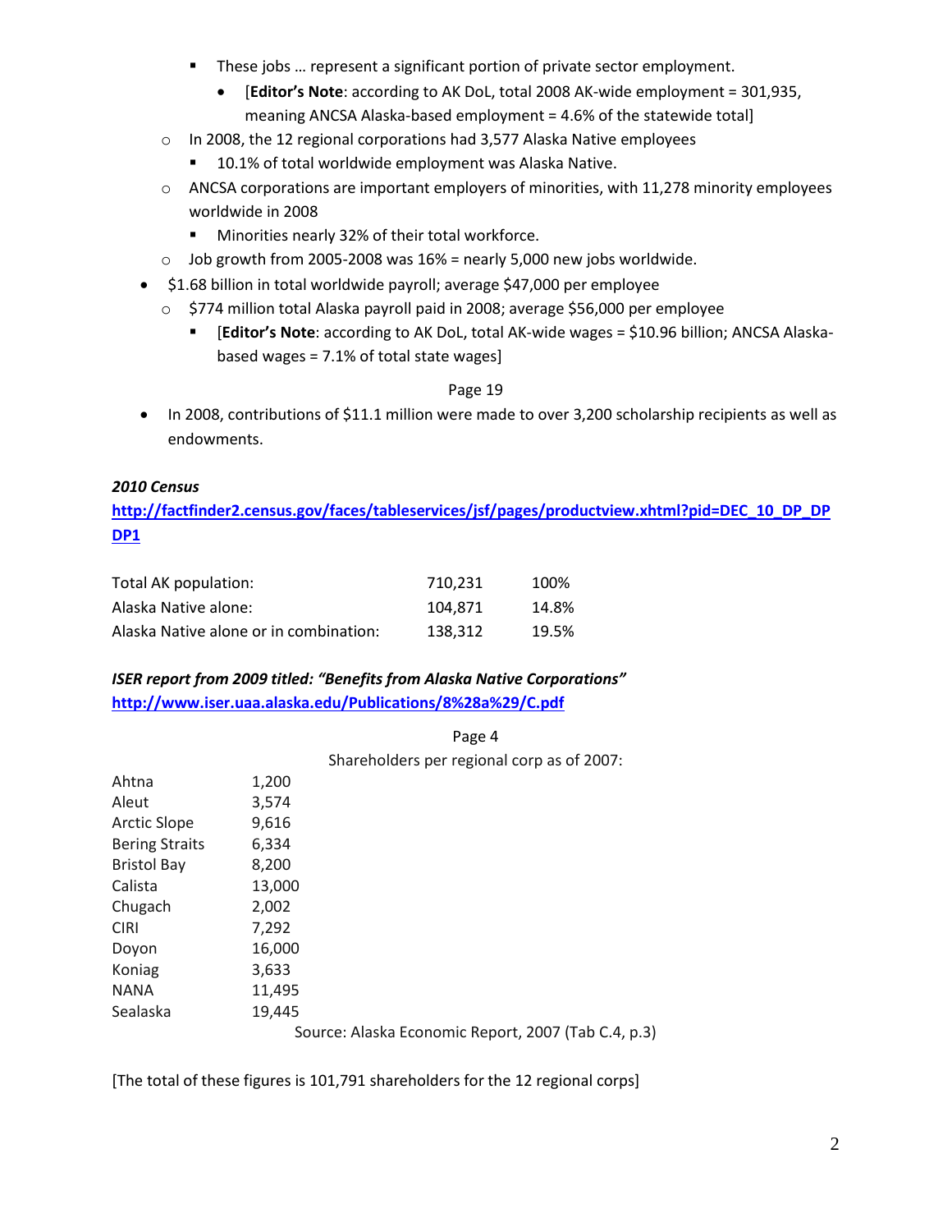- These jobs … represent a significant portion of private sector employment.
            - [**Editor's Note**: according to AK DoL, total 2008 AK-wide employment = 301,935, meaning ANCSA Alaska-based employment = 4.6% of the statewide total]
    - In 2008, the 12 regional corporations had 3,577 Alaska Native employees
        - 10.1% of total worldwide employment was Alaska Native.
    - ANCSA corporations are important employers of minorities, with 11,278 minority employees worldwide in 2008
        - Minorities nearly 32% of their total workforce.
    - Job growth from 2005-2008 was 16% = nearly 5,000 new jobs worldwide.
- $1.68 billion in total worldwide payroll; average $47,000 per employee
    - $774 million total Alaska payroll paid in 2008; average $56,000 per employee
        - [**Editor's Note**: according to AK DoL, total AK-wide wages = $10.96 billion; ANCSA Alaska-based wages = 7.1% of total state wages]

Page 19

- In 2008, contributions of $11.1 million were made to over 3,200 scholarship recipients as well as endowments.

***2010 Census***

**http://factfinder2.census.gov/faces/tableservices/jsf/pages/productview.xhtml?pid=DEC_10_DP_DPDP1**

| | | |
|---|---|---|
| Total AK population: | 710,231 | 100% |
| Alaska Native alone: | 104,871 | 14.8% |
| Alaska Native alone or in combination: | 138,312 | 19.5% |

***ISER report from 2009 titled: "Benefits from Alaska Native Corporations"***

**http://www.iser.uaa.alaska.edu/Publications/8%28a%29/C.pdf**

Page 4

Shareholders per regional corp as of 2007:

| | |
|---|---|
| Ahtna | 1,200 |
| Aleut | 3,574 |
| Arctic Slope | 9,616 |
| Bering Straits | 6,334 |
| Bristol Bay | 8,200 |
| Calista | 13,000 |
| Chugach | 2,002 |
| CIRI | 7,292 |
| Doyon | 16,000 |
| Koniag | 3,633 |
| NANA | 11,495 |
| Sealaska | 19,445 |

Source: Alaska Economic Report, 2007 (Tab C.4, p.3)

[The total of these figures is 101,791 shareholders for the 12 regional corps]